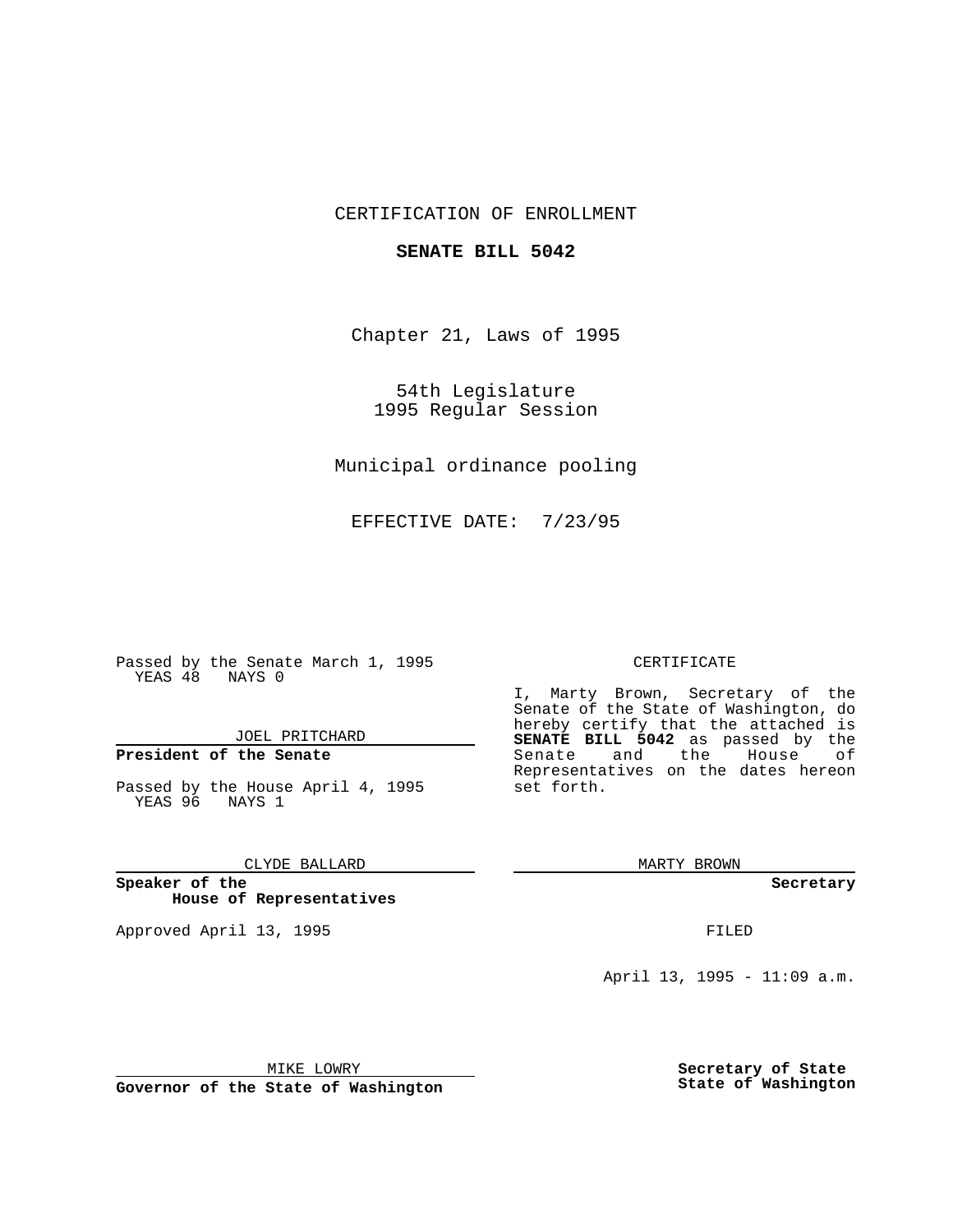CERTIFICATION OF ENROLLMENT

**SENATE BILL 5042**

Chapter 21, Laws of 1995

54th Legislature
1995 Regular Session

Municipal ordinance pooling

EFFECTIVE DATE: 7/23/95

Passed by the Senate March 1, 1995
YEAS 48 NAYS 0

JOEL PRITCHARD

**President of the Senate**

Passed by the House April 4, 1995
YEAS 96 NAYS 1

CLYDE BALLARD

**Speaker of the House of Representatives**

Approved April 13, 1995

MIKE LOWRY

**Governor of the State of Washington**

CERTIFICATE

I, Marty Brown, Secretary of the Senate of the State of Washington, do hereby certify that the attached is **SENATE BILL 5042** as passed by the Senate and the House of Representatives on the dates hereon set forth.

MARTY BROWN

**Secretary**

FILED

April 13, 1995 - 11:09 a.m.

**Secretary of State**
**State of Washington**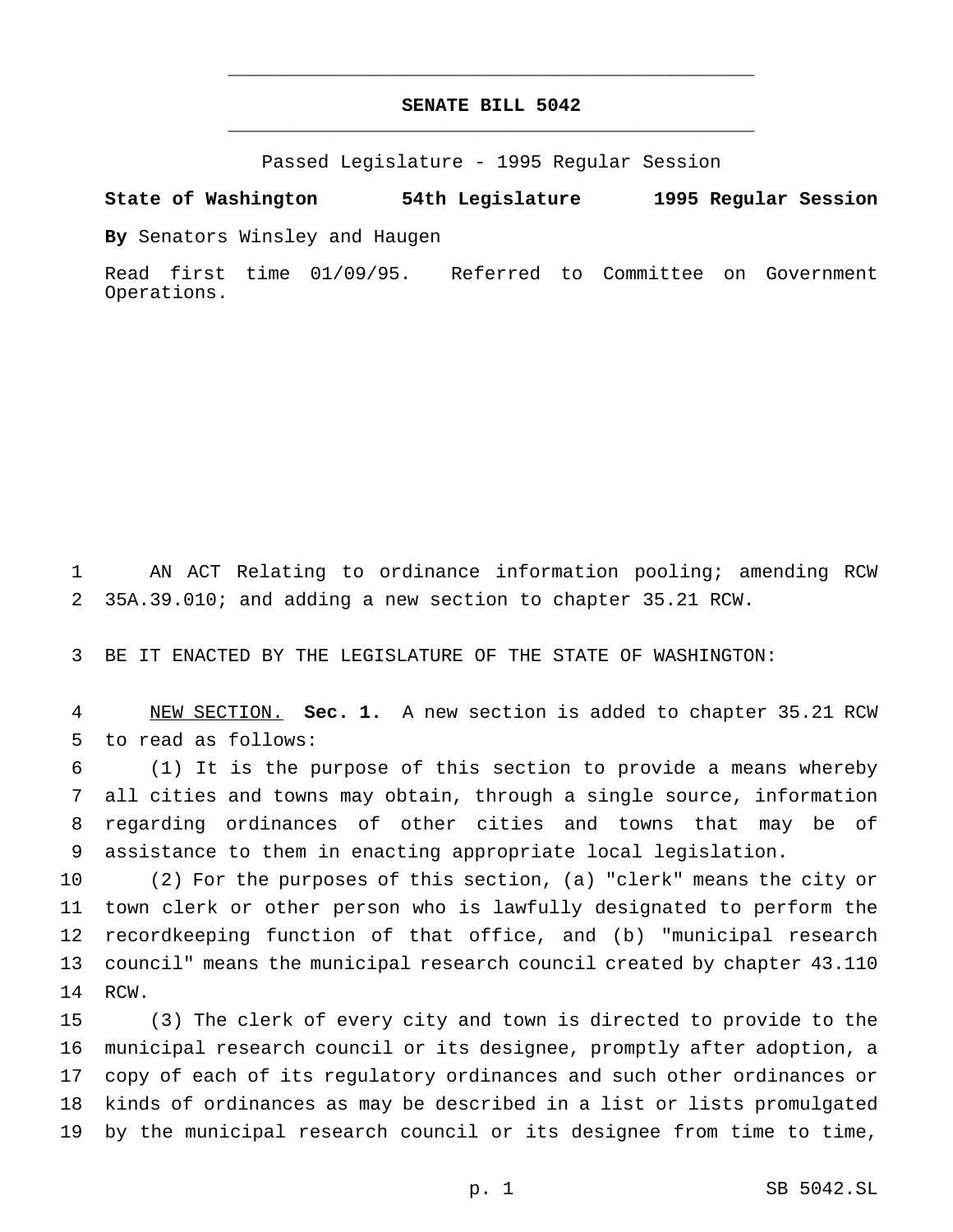# SENATE BILL 5042

Passed Legislature - 1995 Regular Session

**State of Washington 54th Legislature 1995 Regular Session**

**By** Senators Winsley and Haugen

Read first time 01/09/95. Referred to Committee on Government Operations.

AN ACT Relating to ordinance information pooling; amending RCW 35A.39.010; and adding a new section to chapter 35.21 RCW.

BE IT ENACTED BY THE LEGISLATURE OF THE STATE OF WASHINGTON:

NEW SECTION. **Sec. 1.** A new section is added to chapter 35.21 RCW to read as follows:

(1) It is the purpose of this section to provide a means whereby all cities and towns may obtain, through a single source, information regarding ordinances of other cities and towns that may be of assistance to them in enacting appropriate local legislation.

(2) For the purposes of this section, (a) "clerk" means the city or town clerk or other person who is lawfully designated to perform the recordkeeping function of that office, and (b) "municipal research council" means the municipal research council created by chapter 43.110 RCW.

(3) The clerk of every city and town is directed to provide to the municipal research council or its designee, promptly after adoption, a copy of each of its regulatory ordinances and such other ordinances or kinds of ordinances as may be described in a list or lists promulgated by the municipal research council or its designee from time to time,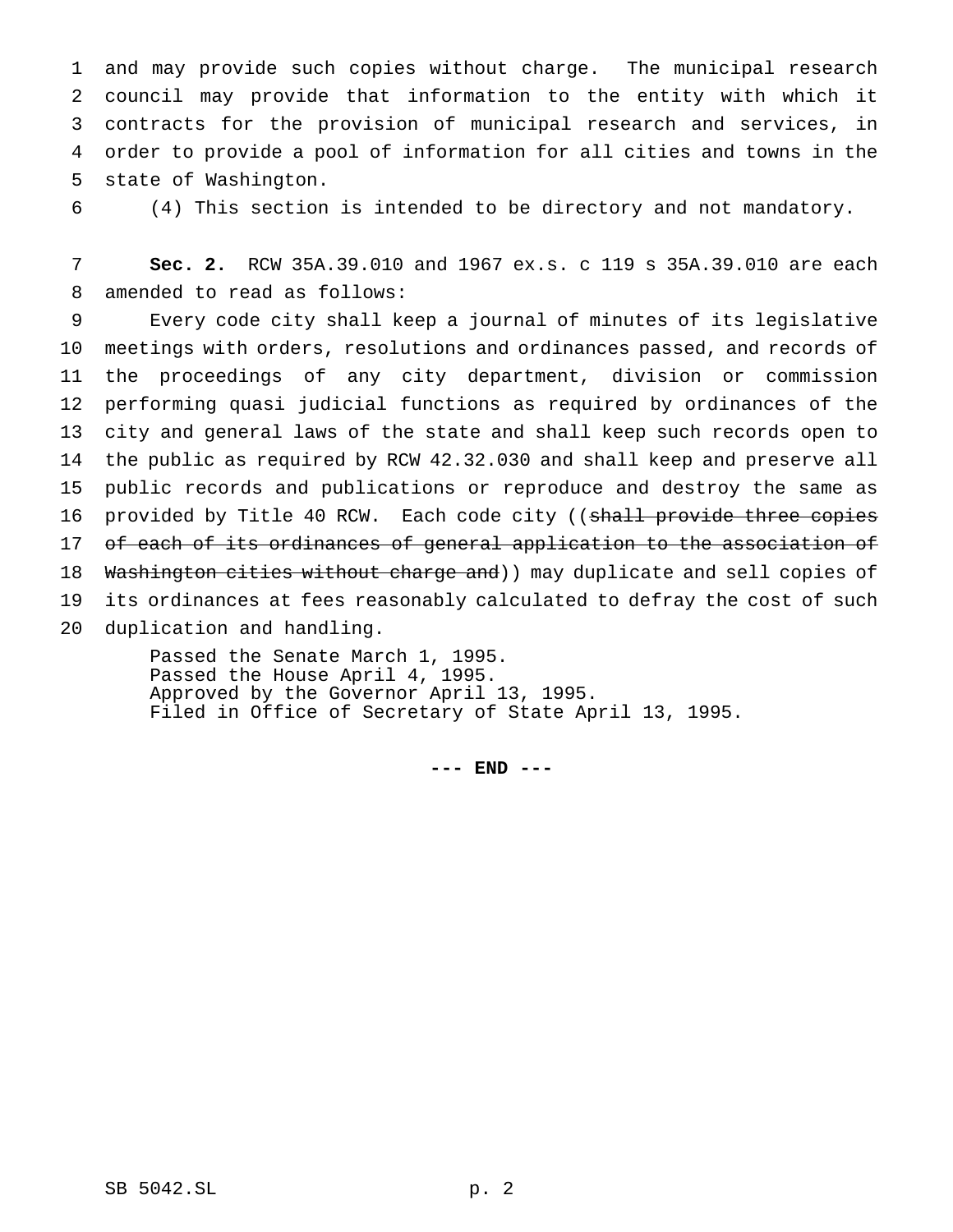and may provide such copies without charge. The municipal research council may provide that information to the entity with which it contracts for the provision of municipal research and services, in order to provide a pool of information for all cities and towns in the state of Washington.

(4) This section is intended to be directory and not mandatory.

**Sec. 2.** RCW 35A.39.010 and 1967 ex.s. c 119 s 35A.39.010 are each amended to read as follows:

Every code city shall keep a journal of minutes of its legislative meetings with orders, resolutions and ordinances passed, and records of the proceedings of any city department, division or commission performing quasi judicial functions as required by ordinances of the city and general laws of the state and shall keep such records open to the public as required by RCW 42.32.030 and shall keep and preserve all public records and publications or reproduce and destroy the same as provided by Title 40 RCW. Each code city ((~~shall provide three copies of each of its ordinances of general application to the association of Washington cities without charge and~~)) may duplicate and sell copies of its ordinances at fees reasonably calculated to defray the cost of such duplication and handling.

Passed the Senate March 1, 1995.
Passed the House April 4, 1995.
Approved by the Governor April 13, 1995.
Filed in Office of Secretary of State April 13, 1995.

**--- END ---**